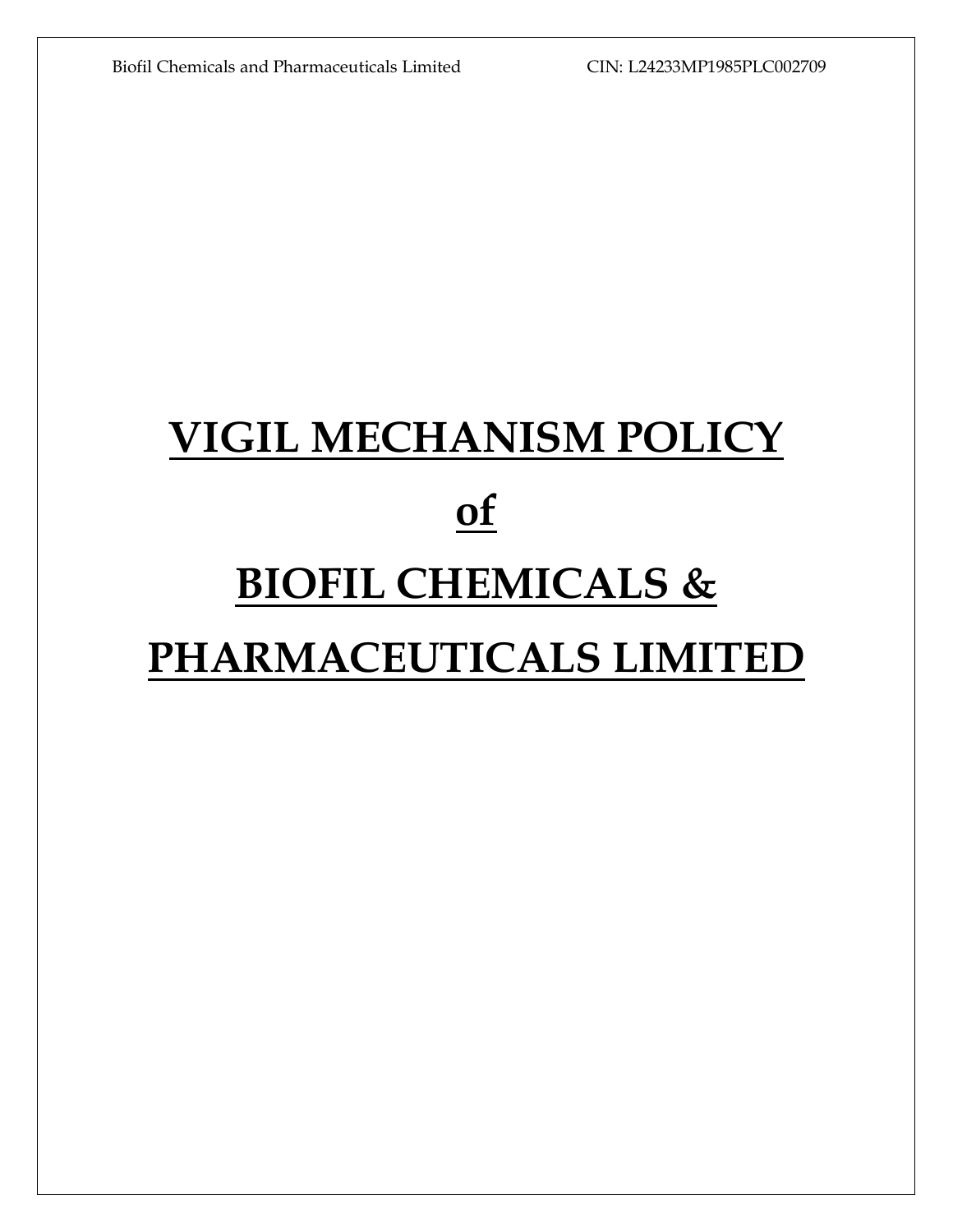# VIGIL MECHANISM POLICY

# of

# BIOFIL CHEMICALS &

# PHARMACEUTICALS LIMITED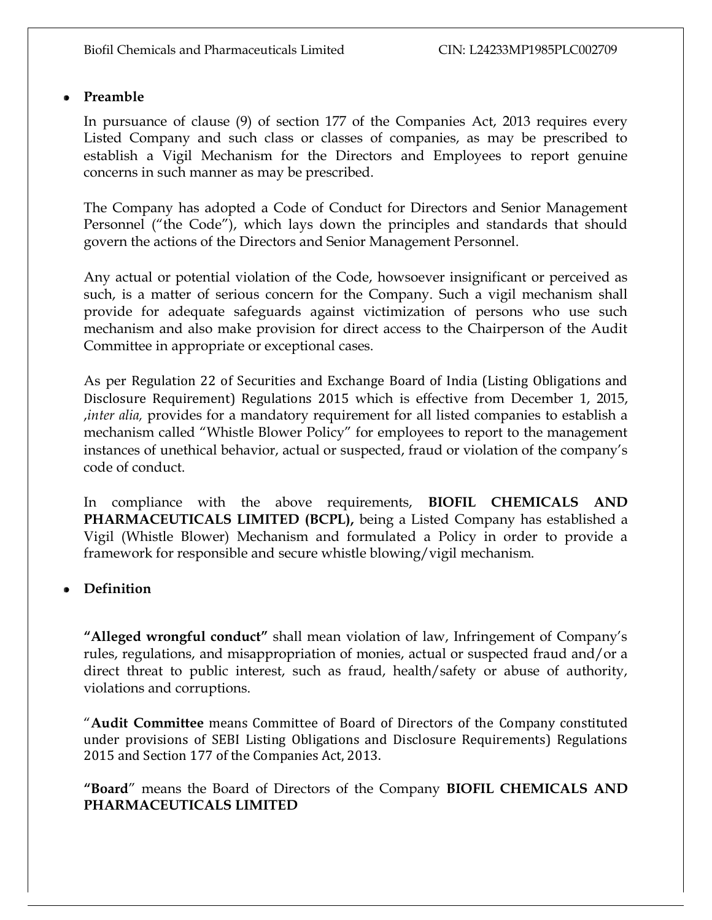- **Preamble**

In pursuance of clause (9) of section 177 of the Companies Act, 2013 requires every Listed Company and such class or classes of companies, as may be prescribed to establish a Vigil Mechanism for the Directors and Employees to report genuine concerns in such manner as may be prescribed.

The Company has adopted a Code of Conduct for Directors and Senior Management Personnel ("the Code"), which lays down the principles and standards that should govern the actions of the Directors and Senior Management Personnel.

Any actual or potential violation of the Code, howsoever insignificant or perceived as such, is a matter of serious concern for the Company. Such a vigil mechanism shall provide for adequate safeguards against victimization of persons who use such mechanism and also make provision for direct access to the Chairperson of the Audit Committee in appropriate or exceptional cases.

As per Regulation 22 of Securities and Exchange Board of India (Listing Obligations and Disclosure Requirement) Regulations 2015 which is effective from December 1, 2015, ,*inter alia,* provides for a mandatory requirement for all listed companies to establish a mechanism called "Whistle Blower Policy" for employees to report to the management instances of unethical behavior, actual or suspected, fraud or violation of the company's code of conduct.

In compliance with the above requirements, **BIOFIL CHEMICALS AND PHARMACEUTICALS LIMITED (BCPL),** being a Listed Company has established a Vigil (Whistle Blower) Mechanism and formulated a Policy in order to provide a framework for responsible and secure whistle blowing/vigil mechanism.

- **Definition**

**"Alleged wrongful conduct"** shall mean violation of law, Infringement of Company's rules, regulations, and misappropriation of monies, actual or suspected fraud and/or a direct threat to public interest, such as fraud, health/safety or abuse of authority, violations and corruptions.

"**Audit Committee** means Committee of Board of Directors of the Company constituted under provisions of SEBI Listing Obligations and Disclosure Requirements) Regulations 2015 and Section 177 of the Companies Act, 2013.

**"Board**" means the Board of Directors of the Company **BIOFIL CHEMICALS AND PHARMACEUTICALS LIMITED**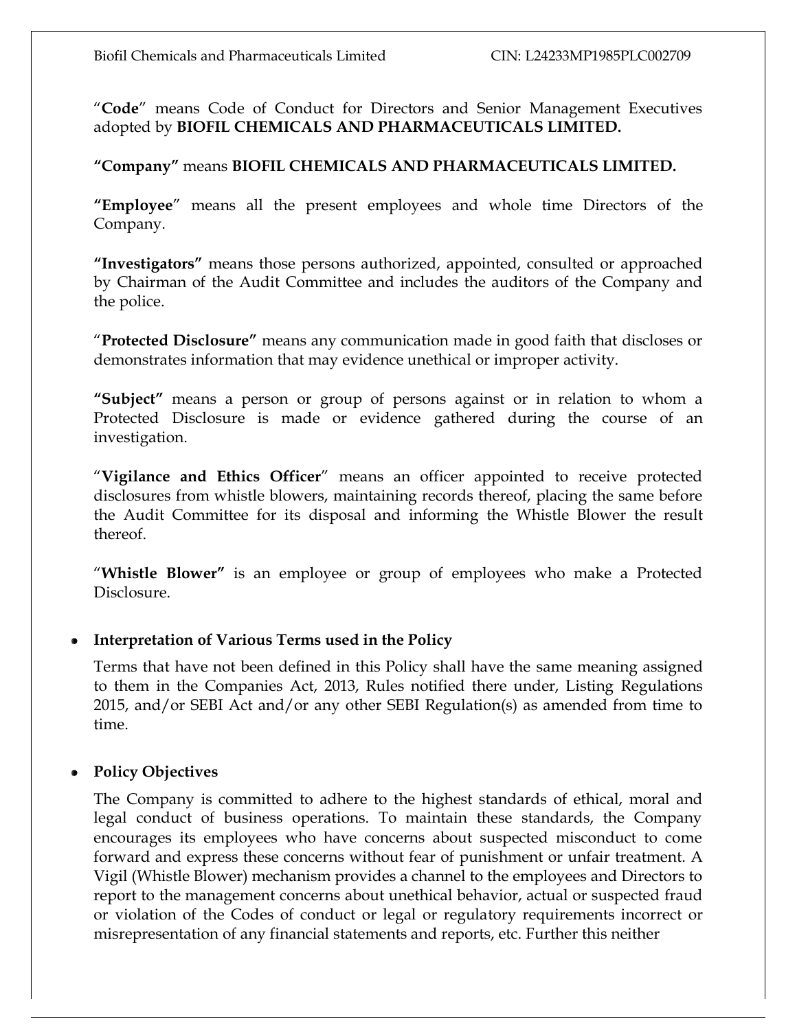"**Code**" means Code of Conduct for Directors and Senior Management Executives adopted by **BIOFIL CHEMICALS AND PHARMACEUTICALS LIMITED.**

**"Company"** means **BIOFIL CHEMICALS AND PHARMACEUTICALS LIMITED.**

**"Employee**" means all the present employees and whole time Directors of the Company.

**"Investigators"** means those persons authorized, appointed, consulted or approached by Chairman of the Audit Committee and includes the auditors of the Company and the police.

"**Protected Disclosure"** means any communication made in good faith that discloses or demonstrates information that may evidence unethical or improper activity.

**"Subject"** means a person or group of persons against or in relation to whom a Protected Disclosure is made or evidence gathered during the course of an investigation.

"**Vigilance and Ethics Officer**" means an officer appointed to receive protected disclosures from whistle blowers, maintaining records thereof, placing the same before the Audit Committee for its disposal and informing the Whistle Blower the result thereof.

"**Whistle Blower"** is an employee or group of employees who make a Protected Disclosure.

- **Interpretation of Various Terms used in the Policy**

  Terms that have not been defined in this Policy shall have the same meaning assigned to them in the Companies Act, 2013, Rules notified there under, Listing Regulations 2015, and/or SEBI Act and/or any other SEBI Regulation(s) as amended from time to time.

- **Policy Objectives**

  The Company is committed to adhere to the highest standards of ethical, moral and legal conduct of business operations. To maintain these standards, the Company encourages its employees who have concerns about suspected misconduct to come forward and express these concerns without fear of punishment or unfair treatment. A Vigil (Whistle Blower) mechanism provides a channel to the employees and Directors to report to the management concerns about unethical behavior, actual or suspected fraud or violation of the Codes of conduct or legal or regulatory requirements incorrect or misrepresentation of any financial statements and reports, etc. Further this neither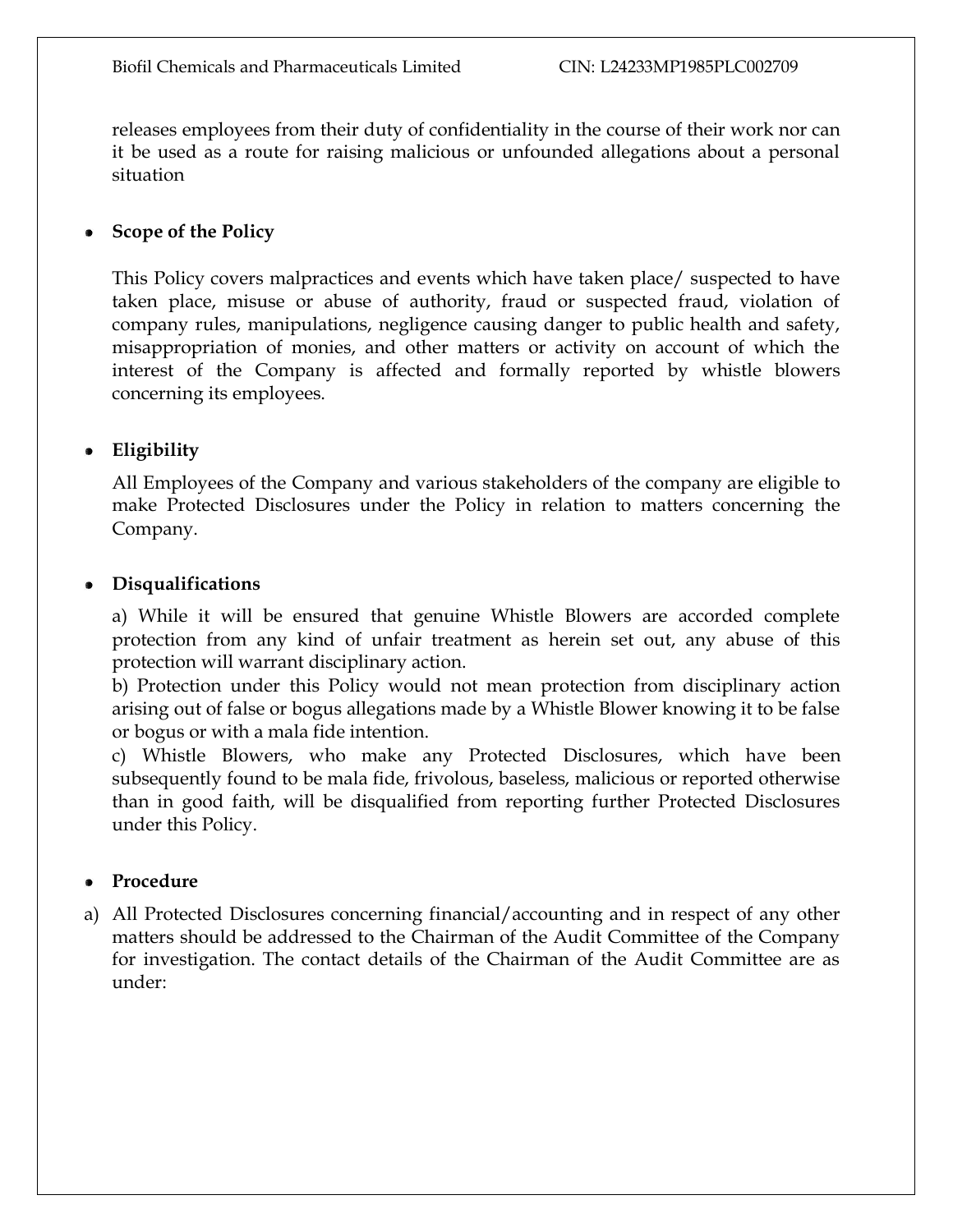releases employees from their duty of confidentiality in the course of their work nor can it be used as a route for raising malicious or unfounded allegations about a personal situation

- **Scope of the Policy**

  This Policy covers malpractices and events which have taken place/ suspected to have taken place, misuse or abuse of authority, fraud or suspected fraud, violation of company rules, manipulations, negligence causing danger to public health and safety, misappropriation of monies, and other matters or activity on account of which the interest of the Company is affected and formally reported by whistle blowers concerning its employees.

- **Eligibility**

  All Employees of the Company and various stakeholders of the company are eligible to make Protected Disclosures under the Policy in relation to matters concerning the Company.

- **Disqualifications**

  a) While it will be ensured that genuine Whistle Blowers are accorded complete protection from any kind of unfair treatment as herein set out, any abuse of this protection will warrant disciplinary action.
  b) Protection under this Policy would not mean protection from disciplinary action arising out of false or bogus allegations made by a Whistle Blower knowing it to be false or bogus or with a mala fide intention.
  c) Whistle Blowers, who make any Protected Disclosures, which have been subsequently found to be mala fide, frivolous, baseless, malicious or reported otherwise than in good faith, will be disqualified from reporting further Protected Disclosures under this Policy.

- **Procedure**

a) All Protected Disclosures concerning financial/accounting and in respect of any other matters should be addressed to the Chairman of the Audit Committee of the Company for investigation. The contact details of the Chairman of the Audit Committee are as under: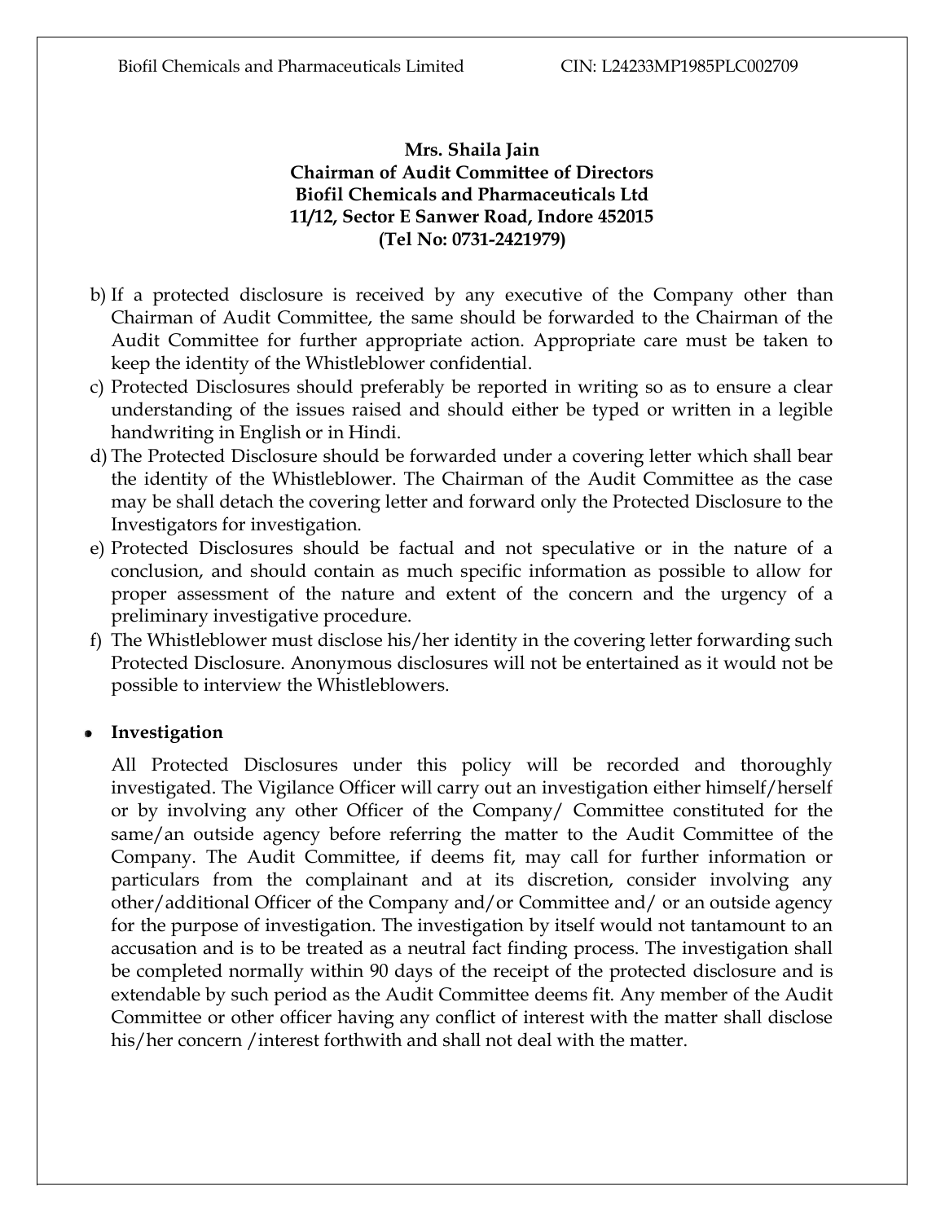**Mrs. Shaila Jain**
**Chairman of Audit Committee of Directors**
**Biofil Chemicals and Pharmaceuticals Ltd**
**11/12, Sector E Sanwer Road, Indore 452015**
**(Tel No: 0731-2421979)**

b) If a protected disclosure is received by any executive of the Company other than Chairman of Audit Committee, the same should be forwarded to the Chairman of the Audit Committee for further appropriate action. Appropriate care must be taken to keep the identity of the Whistleblower confidential.

c) Protected Disclosures should preferably be reported in writing so as to ensure a clear understanding of the issues raised and should either be typed or written in a legible handwriting in English or in Hindi.

d) The Protected Disclosure should be forwarded under a covering letter which shall bear the identity of the Whistleblower. The Chairman of the Audit Committee as the case may be shall detach the covering letter and forward only the Protected Disclosure to the Investigators for investigation.

e) Protected Disclosures should be factual and not speculative or in the nature of a conclusion, and should contain as much specific information as possible to allow for proper assessment of the nature and extent of the concern and the urgency of a preliminary investigative procedure.

f) The Whistleblower must disclose his/her identity in the covering letter forwarding such Protected Disclosure. Anonymous disclosures will not be entertained as it would not be possible to interview the Whistleblowers.

- **Investigation**

All Protected Disclosures under this policy will be recorded and thoroughly investigated. The Vigilance Officer will carry out an investigation either himself/herself or by involving any other Officer of the Company/ Committee constituted for the same/an outside agency before referring the matter to the Audit Committee of the Company. The Audit Committee, if deems fit, may call for further information or particulars from the complainant and at its discretion, consider involving any other/additional Officer of the Company and/or Committee and/ or an outside agency for the purpose of investigation. The investigation by itself would not tantamount to an accusation and is to be treated as a neutral fact finding process. The investigation shall be completed normally within 90 days of the receipt of the protected disclosure and is extendable by such period as the Audit Committee deems fit. Any member of the Audit Committee or other officer having any conflict of interest with the matter shall disclose his/her concern /interest forthwith and shall not deal with the matter.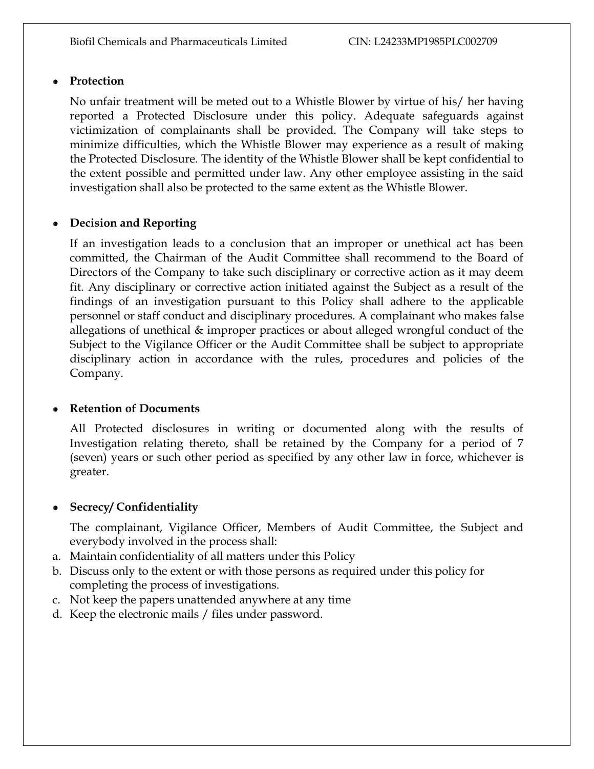- **Protection**

  No unfair treatment will be meted out to a Whistle Blower by virtue of his/ her having reported a Protected Disclosure under this policy. Adequate safeguards against victimization of complainants shall be provided. The Company will take steps to minimize difficulties, which the Whistle Blower may experience as a result of making the Protected Disclosure. The identity of the Whistle Blower shall be kept confidential to the extent possible and permitted under law. Any other employee assisting in the said investigation shall also be protected to the same extent as the Whistle Blower.

- **Decision and Reporting**

  If an investigation leads to a conclusion that an improper or unethical act has been committed, the Chairman of the Audit Committee shall recommend to the Board of Directors of the Company to take such disciplinary or corrective action as it may deem fit. Any disciplinary or corrective action initiated against the Subject as a result of the findings of an investigation pursuant to this Policy shall adhere to the applicable personnel or staff conduct and disciplinary procedures. A complainant who makes false allegations of unethical & improper practices or about alleged wrongful conduct of the Subject to the Vigilance Officer or the Audit Committee shall be subject to appropriate disciplinary action in accordance with the rules, procedures and policies of the Company.

- **Retention of Documents**

  All Protected disclosures in writing or documented along with the results of Investigation relating thereto, shall be retained by the Company for a period of 7 (seven) years or such other period as specified by any other law in force, whichever is greater.

- **Secrecy/ Confidentiality**

  The complainant, Vigilance Officer, Members of Audit Committee, the Subject and everybody involved in the process shall:

a. Maintain confidentiality of all matters under this Policy
b. Discuss only to the extent or with those persons as required under this policy for completing the process of investigations.
c. Not keep the papers unattended anywhere at any time
d. Keep the electronic mails / files under password.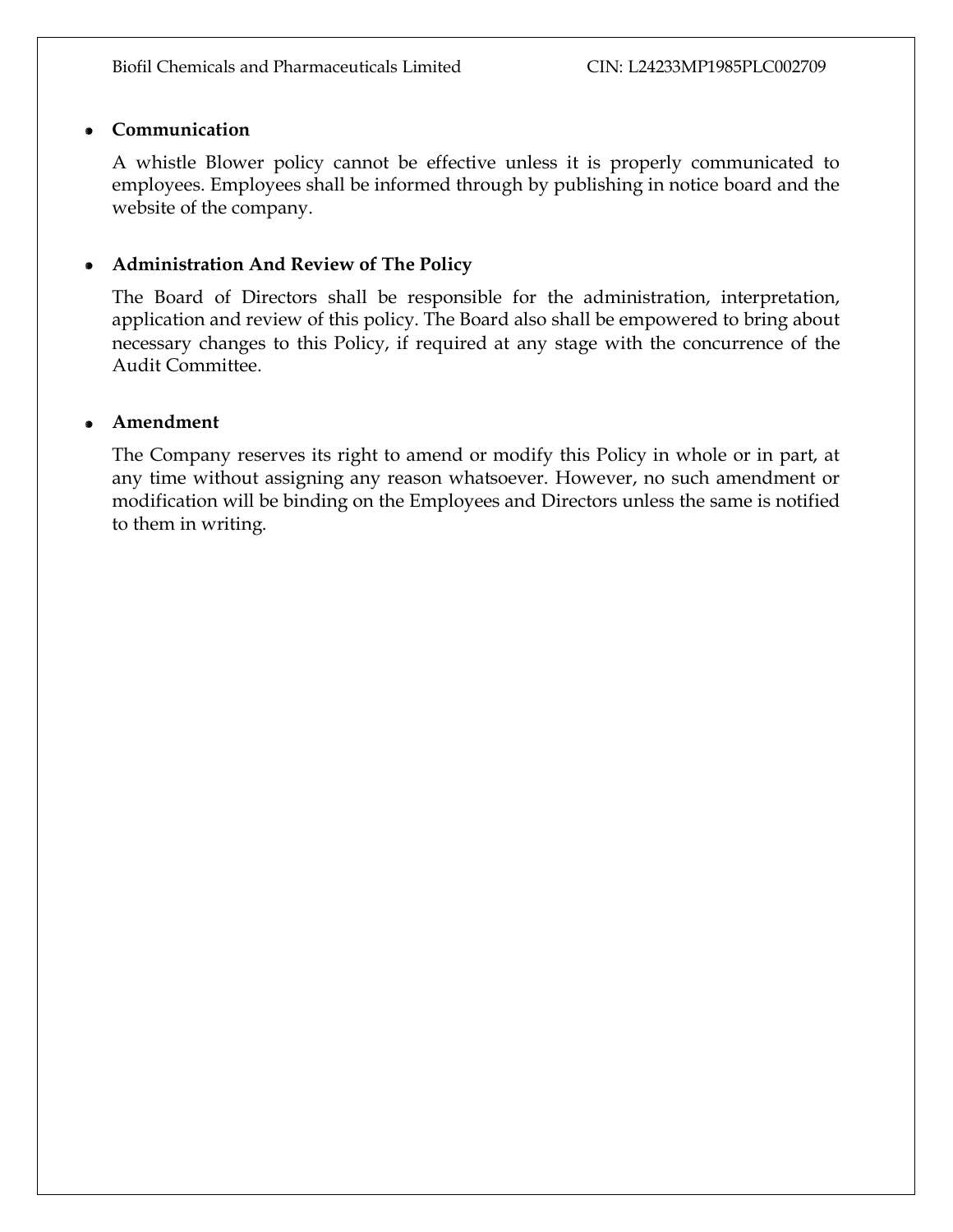- **Communication**

  A whistle Blower policy cannot be effective unless it is properly communicated to employees. Employees shall be informed through by publishing in notice board and the website of the company.

- **Administration And Review of The Policy**

  The Board of Directors shall be responsible for the administration, interpretation, application and review of this policy. The Board also shall be empowered to bring about necessary changes to this Policy, if required at any stage with the concurrence of the Audit Committee.

- **Amendment**

  The Company reserves its right to amend or modify this Policy in whole or in part, at any time without assigning any reason whatsoever. However, no such amendment or modification will be binding on the Employees and Directors unless the same is notified to them in writing.